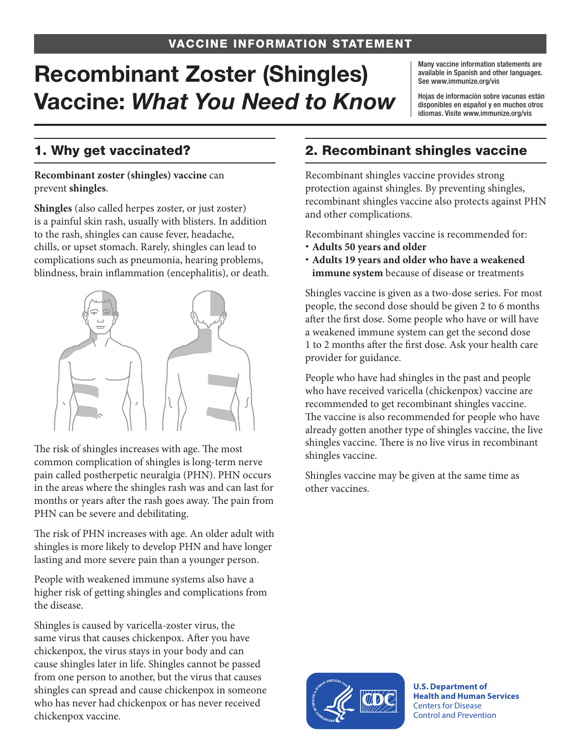VACCINE INFORMATION STATEMENT

# Recombinant Zoster (Shingles) Vaccine: *What You Need to Know*

Many vaccine information statements are available in Spanish and other languages. See www.immunize.org/vis

Hojas de información sobre vacunas están disponibles en español y en muchos otros idiomas. Visite www.immunize.org/vis

## 1. Why get vaccinated?

**Recombinant zoster (shingles) vaccine** can prevent **shingles**.

**Shingles** (also called herpes zoster, or just zoster) is a painful skin rash, usually with blisters. In addition to the rash, shingles can cause fever, headache, chills, or upset stomach. Rarely, shingles can lead to complications such as pneumonia, hearing problems, blindness, brain inflammation (encephalitis), or death.

The risk of shingles increases with age. The most common complication of shingles is long-term nerve pain called postherpetic neuralgia (PHN). PHN occurs in the areas where the shingles rash was and can last for months or years after the rash goes away. The pain from PHN can be severe and debilitating.

The risk of PHN increases with age. An older adult with shingles is more likely to develop PHN and have longer lasting and more severe pain than a younger person.

People with weakened immune systems also have a higher risk of getting shingles and complications from the disease.

Shingles is caused by varicella-zoster virus, the same virus that causes chickenpox. After you have chickenpox, the virus stays in your body and can cause shingles later in life. Shingles cannot be passed from one person to another, but the virus that causes shingles can spread and cause chickenpox in someone who has never had chickenpox or has never received chickenpox vaccine.

## 2. Recombinant shingles vaccine

Recombinant shingles vaccine provides strong protection against shingles. By preventing shingles, recombinant shingles vaccine also protects against PHN and other complications.

Recombinant shingles vaccine is recommended for:

- **Adults 50 years and older**
- **Adults 19 years and older who have a weakened immune system** because of disease or treatments

Shingles vaccine is given as a two-dose series. For most people, the second dose should be given 2 to 6 months after the first dose. Some people who have or will have a weakened immune system can get the second dose 1 to 2 months after the first dose. Ask your health care provider for guidance.

People who have had shingles in the past and people who have received varicella (chickenpox) vaccine are recommended to get recombinant shingles vaccine. The vaccine is also recommended for people who have already gotten another type of shingles vaccine, the live shingles vaccine. There is no live virus in recombinant shingles vaccine.

Shingles vaccine may be given at the same time as other vaccines.

**U.S. Department of Health and Human Services**
Centers for Disease Control and Prevention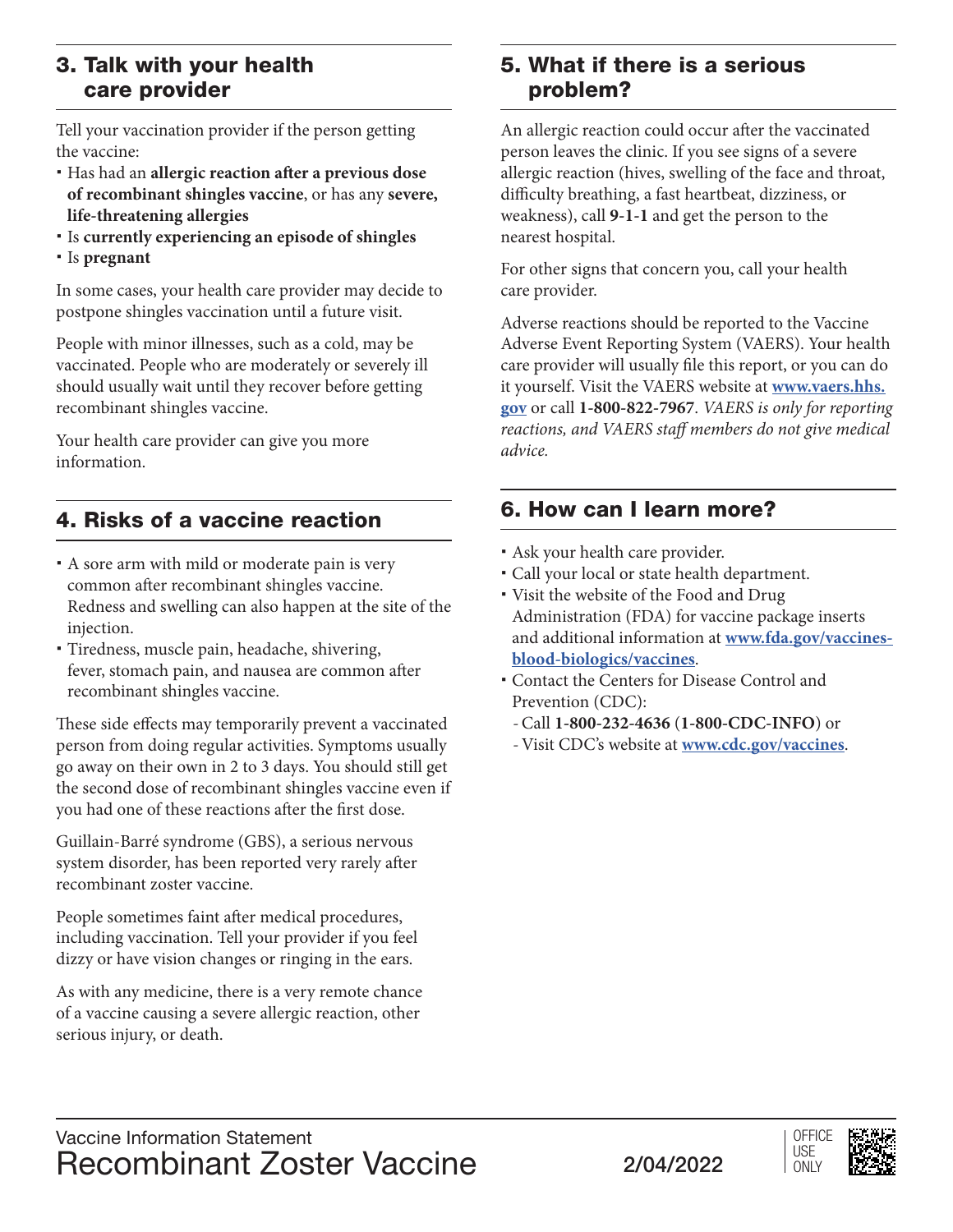## 3. Talk with your health care provider

Tell your vaccination provider if the person getting the vaccine:

- Has had an **allergic reaction after a previous dose of recombinant shingles vaccine**, or has any **severe, life-threatening allergies**
- Is **currently experiencing an episode of shingles**
- Is **pregnant**

In some cases, your health care provider may decide to postpone shingles vaccination until a future visit.

People with minor illnesses, such as a cold, may be vaccinated. People who are moderately or severely ill should usually wait until they recover before getting recombinant shingles vaccine.

Your health care provider can give you more information.

## 4. Risks of a vaccine reaction

- A sore arm with mild or moderate pain is very common after recombinant shingles vaccine. Redness and swelling can also happen at the site of the injection.
- Tiredness, muscle pain, headache, shivering, fever, stomach pain, and nausea are common after recombinant shingles vaccine.

These side effects may temporarily prevent a vaccinated person from doing regular activities. Symptoms usually go away on their own in 2 to 3 days. You should still get the second dose of recombinant shingles vaccine even if you had one of these reactions after the first dose.

Guillain-Barré syndrome (GBS), a serious nervous system disorder, has been reported very rarely after recombinant zoster vaccine.

People sometimes faint after medical procedures, including vaccination. Tell your provider if you feel dizzy or have vision changes or ringing in the ears.

As with any medicine, there is a very remote chance of a vaccine causing a severe allergic reaction, other serious injury, or death.

## 5. What if there is a serious problem?

An allergic reaction could occur after the vaccinated person leaves the clinic. If you see signs of a severe allergic reaction (hives, swelling of the face and throat, difficulty breathing, a fast heartbeat, dizziness, or weakness), call **9-1-1** and get the person to the nearest hospital.

For other signs that concern you, call your health care provider.

Adverse reactions should be reported to the Vaccine Adverse Event Reporting System (VAERS). Your health care provider will usually file this report, or you can do it yourself. Visit the VAERS website at **www.vaers.hhs.gov** or call **1-800-822-7967**. *VAERS is only for reporting reactions, and VAERS staff members do not give medical advice.*

## 6. How can I learn more?

- Ask your health care provider.
- Call your local or state health department.
- Visit the website of the Food and Drug Administration (FDA) for vaccine package inserts and additional information at **www.fda.gov/vaccines-blood-biologics/vaccines**.
- Contact the Centers for Disease Control and Prevention (CDC):
  - Call **1-800-232-4636** (**1-800-CDC-INFO**) or
  - Visit CDC's website at **www.cdc.gov/vaccines**.

Vaccine Information Statement
Recombinant Zoster Vaccine
2/04/2022

OFFICE USE ONLY